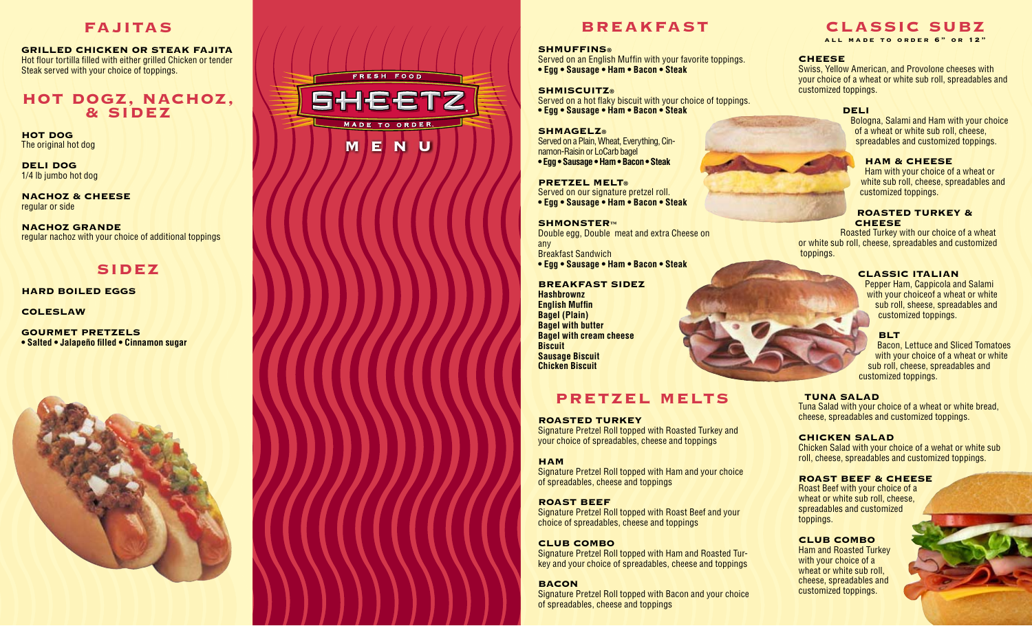# FAJITAS

**GRILLED CHICKEN OR STEAK FAJITA**
Hot flour tortilla filled with either grilled Chicken or tender Steak served with your choice of toppings.

# HOT DOGZ, NACHOZ, & SIDEZ

**HOT DOG**
The original hot dog

**DELI DOG**
1/4 lb jumbo hot dog

**NACHOZ & CHEESE**
regular or side

**NACHOZ GRANDE**
regular nachoz with your choice of additional toppings

# SIDEZ

**HARD BOILED EGGS**

**COLESLAW**

**GOURMET PRETZELS**
**• Salted • Jalapeño filled • Cinnamon sugar**

FRESH FOOD

SHEETZ

MADE TO ORDER.

MENU

# BREAKFAST

**SHMUFFINS®**
Served on an English Muffin with your favorite toppings.
**• Egg • Sausage • Ham • Bacon • Steak**

**SHMISCUITZ®**
Served on a hot flaky biscuit with your choice of toppings.
**• Egg • Sausage • Ham • Bacon • Steak**

**SHMAGELZ®**
Served on a Plain, Wheat, Everything, Cinnamon-Raisin or LoCarb bagel
**• Egg • Sausage • Ham • Bacon • Steak**

**PRETZEL MELT®**
Served on our signature pretzel roll.
**• Egg • Sausage • Ham • Bacon • Steak**

**SHMONSTER™**
Double egg, Double meat and extra Cheese on any
Breakfast Sandwich
**• Egg • Sausage • Ham • Bacon • Steak**

**BREAKFAST SIDEZ**
**Hashbrownz**
**English Muffin**
**Bagel (Plain)**
**Bagel with butter**
**Bagel with cream cheese**
**Biscuit**
**Sausage Biscuit**
**Chicken Biscuit**

# PRETZEL MELTS

**ROASTED TURKEY**
Signature Pretzel Roll topped with Roasted Turkey and your choice of spreadables, cheese and toppings

**HAM**
Signature Pretzel Roll topped with Ham and your choice of spreadables, cheese and toppings

**ROAST BEEF**
Signature Pretzel Roll topped with Roast Beef and your choice of spreadables, cheese and toppings

**CLUB COMBO**
Signature Pretzel Roll topped with Ham and Roasted Turkey and your choice of spreadables, cheese and toppings

**BACON**
Signature Pretzel Roll topped with Bacon and your choice of spreadables, cheese and toppings

# CLASSIC SUBZ

ALL MADE TO ORDER 6" OR 12"

**CHEESE**
Swiss, Yellow American, and Provolone cheeses with your choice of a wheat or white sub roll, spreadables and customized toppings.

**DELI**
Bologna, Salami and Ham with your choice of a wheat or white sub roll, cheese, spreadables and customized toppings.

**HAM & CHEESE**
Ham with your choice of a wheat or white sub roll, cheese, spreadables and customized toppings.

**ROASTED TURKEY & CHEESE**
Roasted Turkey with our choice of a wheat or white sub roll, cheese, spreadables and customized toppings.

**CLASSIC ITALIAN**
Pepper Ham, Cappicola and Salami with your choiceof a wheat or white sub roll, sheese, spreadables and customized toppings.

**BLT**
Bacon, Lettuce and Sliced Tomatoes with your choice of a wheat or white sub roll, cheese, spreadables and customized toppings.

**TUNA SALAD**
Tuna Salad with your choice of a wheat or white bread, cheese, spreadables and customized toppings.

**CHICKEN SALAD**
Chicken Salad with your choice of a wehat or white sub roll, cheese, spreadables and customized toppings.

**ROAST BEEF & CHEESE**
Roast Beef with your choice of a wheat or white sub roll, cheese, spreadables and customized toppings.

**CLUB COMBO**
Ham and Roasted Turkey with your choice of a wheat or white sub roll, cheese, spreadables and customized toppings.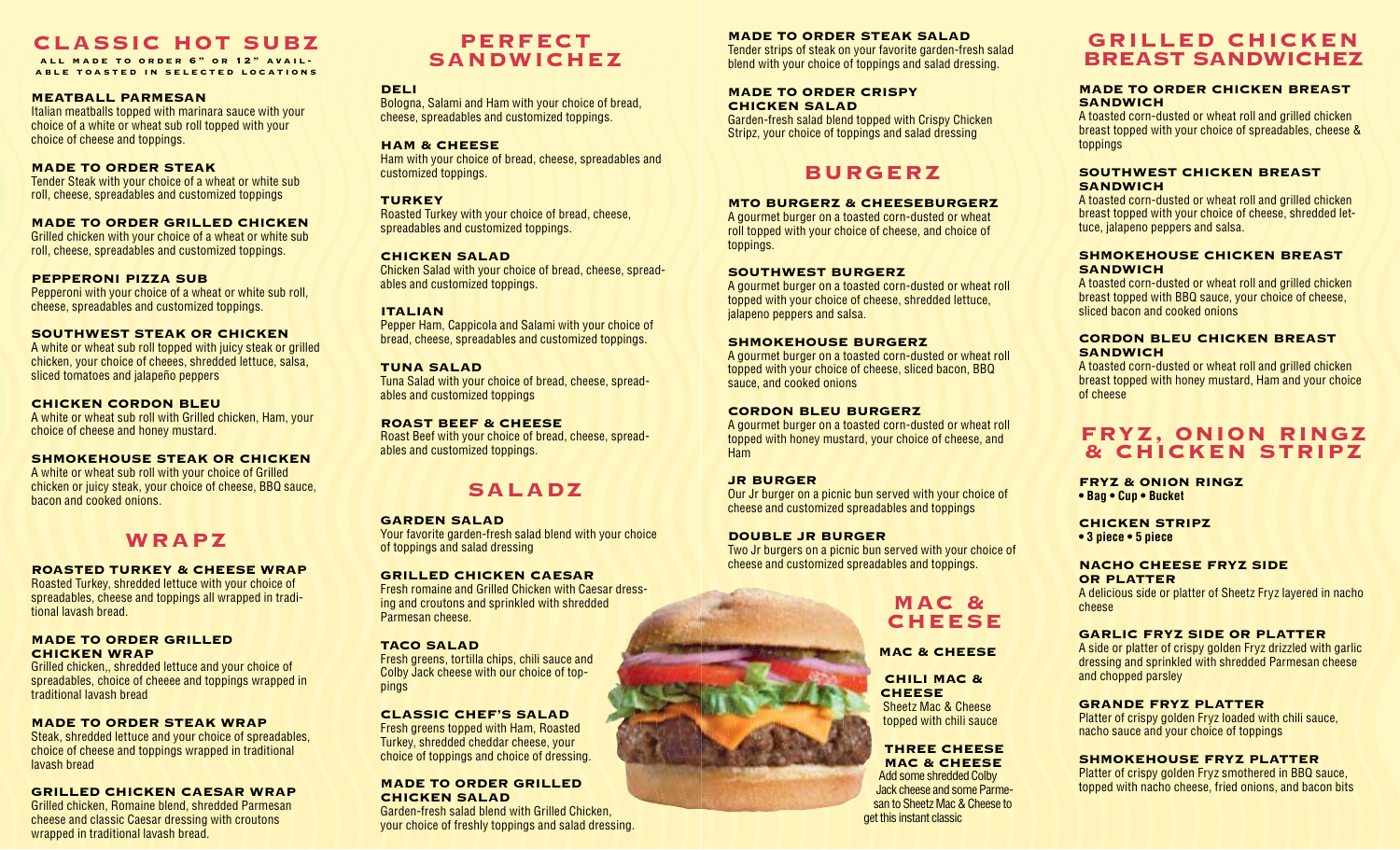# CLASSIC HOT SUBZ

ALL MADE TO ORDER 6" OR 12" AVAILABLE TOASTED IN SELECTED LOCATIONS

### MEATBALL PARMESAN
Italian meatballs topped with marinara sauce with your choice of a white or wheat sub roll topped with your choice of cheese and toppings.

### MADE TO ORDER STEAK
Tender Steak with your choice of a wheat or white sub roll, cheese, spreadables and customized toppings

### MADE TO ORDER GRILLED CHICKEN
Grilled chicken with your choice of a wheat or white sub roll, cheese, spreadables and customized toppings.

### PEPPERONI PIZZA SUB
Pepperoni with your choice of a wheat or white sub roll, cheese, spreadables and customized toppings.

### SOUTHWEST STEAK OR CHICKEN
A white or wheat sub roll topped with juicy steak or grilled chicken, your choice of cheees, shredded lettuce, salsa, sliced tomatoes and jalapeño peppers

### CHICKEN CORDON BLEU
A white or wheat sub roll with Grilled chicken, Ham, your choice of cheese and honey mustard.

### SHMOKEHOUSE STEAK OR CHICKEN
A white or wheat sub roll with your choice of Grilled chicken or juicy steak, your choice of cheese, BBQ sauce, bacon and cooked onions.

# WRAPZ

### ROASTED TURKEY & CHEESE WRAP
Roasted Turkey, shredded lettuce with your choice of spreadables, cheese and toppings all wrapped in traditional lavash bread.

### MADE TO ORDER GRILLED CHICKEN WRAP
Grilled chicken,, shredded lettuce and your choice of spreadables, choice of cheeee and toppings wrapped in traditional lavash bread

### MADE TO ORDER STEAK WRAP
Steak, shredded lettuce and your choice of spreadables, choice of cheese and toppings wrapped in traditional lavash bread

### GRILLED CHICKEN CAESAR WRAP
Grilled chicken, Romaine blend, shredded Parmesan cheese and classic Caesar dressing with croutons wrapped in traditional lavash bread.

# PERFECT SANDWICHEZ

### DELI
Bologna, Salami and Ham with your choice of bread, cheese, spreadables and customized toppings.

### HAM & CHEESE
Ham with your choice of bread, cheese, spreadables and customized toppings.

### TURKEY
Roasted Turkey with your choice of bread, cheese, spreadables and customized toppings.

### CHICKEN SALAD
Chicken Salad with your choice of bread, cheese, spreadables and customized toppings.

### ITALIAN
Pepper Ham, Cappicola and Salami with your choice of bread, cheese, spreadables and customized toppings.

### TUNA SALAD
Tuna Salad with your choice of bread, cheese, spreadables and customized toppings

### ROAST BEEF & CHEESE
Roast Beef with your choice of bread, cheese, spreadables and customized toppings.

# SALADZ

### GARDEN SALAD
Your favorite garden-fresh salad blend with your choice of toppings and salad dressing

### GRILLED CHICKEN CAESAR
Fresh romaine and Grilled Chicken with Caesar dressing and croutons and sprinkled with shredded Parmesan cheese.

### TACO SALAD
Fresh greens, tortilla chips, chili sauce and Colby Jack cheese with our choice of toppings

### CLASSIC CHEF'S SALAD
Fresh greens topped with Ham, Roasted Turkey, shredded cheddar cheese, your choice of toppings and choice of dressing.

### MADE TO ORDER GRILLED CHICKEN SALAD
Garden-fresh salad blend with Grilled Chicken, your choice of freshly toppings and salad dressing.

### MADE TO ORDER STEAK SALAD
Tender strips of steak on your favorite garden-fresh salad blend with your choice of toppings and salad dressing.

### MADE TO ORDER CRISPY CHICKEN SALAD
Garden-fresh salad blend topped with Crispy Chicken Stripz, your choice of toppings and salad dressing

# BURGERZ

### MTO BURGERZ & CHEESEBURGERZ
A gourmet burger on a toasted corn-dusted or wheat roll topped with your choice of cheese, and choice of toppings.

### SOUTHWEST BURGERZ
A gourmet burger on a toasted corn-dusted or wheat roll topped with your choice of cheese, shredded lettuce, jalapeno peppers and salsa.

### SHMOKEHOUSE BURGERZ
A gourmet burger on a toasted corn-dusted or wheat roll topped with your choice of cheese, sliced bacon, BBQ sauce, and cooked onions

### CORDON BLEU BURGERZ
A gourmet burger on a toasted corn-dusted or wheat roll topped with honey mustard, your choice of cheese, and Ham

### JR BURGER
Our Jr burger on a picnic bun served with your choice of cheese and customized spreadables and toppings

### DOUBLE JR BURGER
Two Jr burgers on a picnic bun served with your choice of cheese and customized spreadables and toppings.

# MAC & CHEESE

### MAC & CHEESE

### CHILI MAC & CHEESE
Sheetz Mac & Cheese topped with chili sauce

### THREE CHEESE MAC & CHEESE
Add some shredded Colby Jack cheese and some Parmesan to Sheetz Mac & Cheese to get this instant classic

# GRILLED CHICKEN BREAST SANDWICHEZ

### MADE TO ORDER CHICKEN BREAST SANDWICH
A toasted corn-dusted or wheat roll and grilled chicken breast topped with your choice of spreadables, cheese & toppings

### SOUTHWEST CHICKEN BREAST SANDWICH
A toasted corn-dusted or wheat roll and grilled chicken breast topped with your choice of cheese, shredded lettuce, jalapeno peppers and salsa.

### SHMOKEHOUSE CHICKEN BREAST SANDWICH
A toasted corn-dusted or wheat roll and grilled chicken breast topped with BBQ sauce, your choice of cheese, sliced bacon and cooked onions

### CORDON BLEU CHICKEN BREAST SANDWICH
A toasted corn-dusted or wheat roll and grilled chicken breast topped with honey mustard, Ham and your choice of cheese

# FRYZ, ONION RINGZ & CHICKEN STRIPZ

### FRYZ & ONION RINGZ
**• Bag • Cup • Bucket**

### CHICKEN STRIPZ
**• 3 piece • 5 piece**

### NACHO CHEESE FRYZ SIDE OR PLATTER
A delicious side or platter of Sheetz Fryz layered in nacho cheese

### GARLIC FRYZ SIDE OR PLATTER
A side or platter of crispy golden Fryz drizzled with garlic dressing and sprinkled with shredded Parmesan cheese and chopped parsley

### GRANDE FRYZ PLATTER
Platter of crispy golden Fryz loaded with chili sauce, nacho sauce and your choice of toppings

### SHMOKEHOUSE FRYZ PLATTER
Platter of crispy golden Fryz smothered in BBQ sauce, topped with nacho cheese, fried onions, and bacon bits